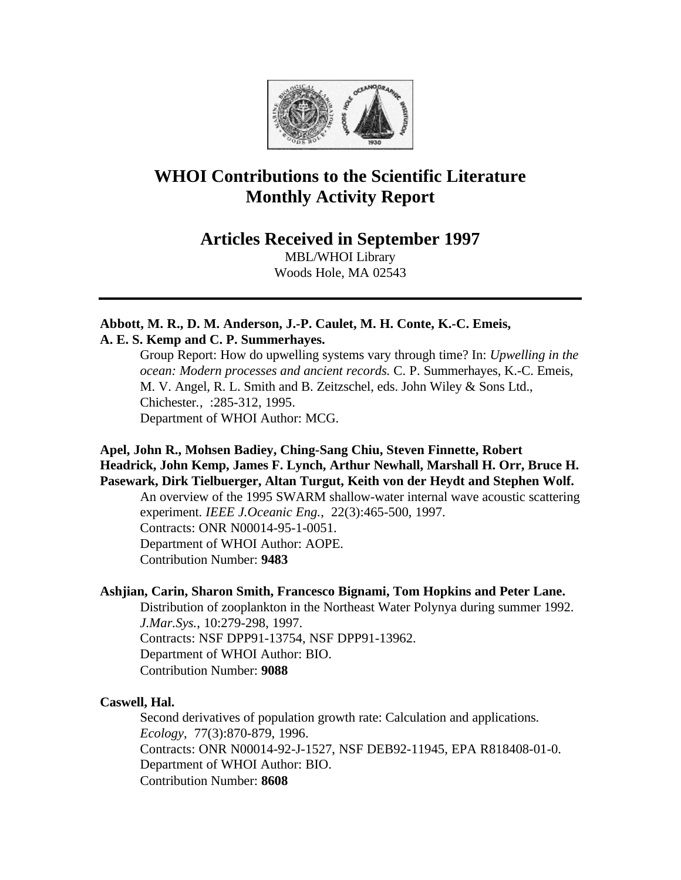# WHOI Contributions to the Scientific Literature
# Monthly Activity Report

## Articles Received in September 1997

MBL/WHOI Library
Woods Hole, MA 02543

---

**Abbott, M. R., D. M. Anderson, J.-P. Caulet, M. H. Conte, K.-C. Emeis, A. E. S. Kemp and C. P. Summerhayes.**

Group Report: How do upwelling systems vary through time? In: *Upwelling in the ocean: Modern processes and ancient records.* C. P. Summerhayes, K.-C. Emeis, M. V. Angel, R. L. Smith and B. Zeitzschel, eds. John Wiley & Sons Ltd., Chichester., :285-312, 1995.
Department of WHOI Author: MCG.

**Apel, John R., Mohsen Badiey, Ching-Sang Chiu, Steven Finnette, Robert Headrick, John Kemp, James F. Lynch, Arthur Newhall, Marshall H. Orr, Bruce H. Pasewark, Dirk Tielbuerger, Altan Turgut, Keith von der Heydt and Stephen Wolf.**

An overview of the 1995 SWARM shallow-water internal wave acoustic scattering experiment. *IEEE J.Oceanic Eng.*, 22(3):465-500, 1997.
Contracts: ONR N00014-95-1-0051.
Department of WHOI Author: AOPE.
Contribution Number: **9483**

**Ashjian, Carin, Sharon Smith, Francesco Bignami, Tom Hopkins and Peter Lane.**

Distribution of zooplankton in the Northeast Water Polynya during summer 1992. *J.Mar.Sys.*, 10:279-298, 1997.
Contracts: NSF DPP91-13754, NSF DPP91-13962.
Department of WHOI Author: BIO.
Contribution Number: **9088**

**Caswell, Hal.**

Second derivatives of population growth rate: Calculation and applications. *Ecology*, 77(3):870-879, 1996.
Contracts: ONR N00014-92-J-1527, NSF DEB92-11945, EPA R818408-01-0.
Department of WHOI Author: BIO.
Contribution Number: **8608**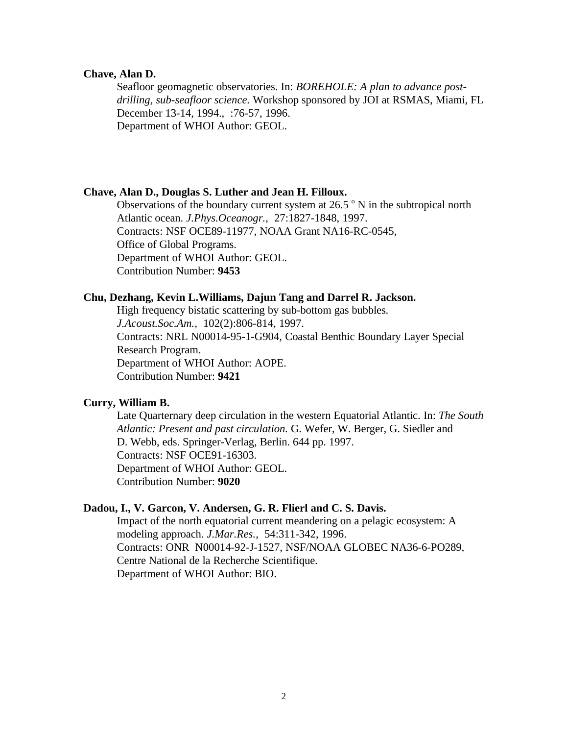**Chave, Alan D.**

Seafloor geomagnetic observatories. In: *BOREHOLE: A plan to advance post-drilling, sub-seafloor science.* Workshop sponsored by JOI at RSMAS, Miami, FL December 13-14, 1994., :76-57, 1996.
Department of WHOI Author: GEOL.

**Chave, Alan D., Douglas S. Luther and Jean H. Filloux.**

Observations of the boundary current system at 26.5 $^{o}$ N in the subtropical north Atlantic ocean. *J.Phys.Oceanogr.*, 27:1827-1848, 1997.
Contracts: NSF OCE89-11977, NOAA Grant NA16-RC-0545, Office of Global Programs.
Department of WHOI Author: GEOL.
Contribution Number: **9453**

**Chu, Dezhang, Kevin L.Williams, Dajun Tang and Darrel R. Jackson.**

High frequency bistatic scattering by sub-bottom gas bubbles. *J.Acoust.Soc.Am.*, 102(2):806-814, 1997.
Contracts: NRL N00014-95-1-G904, Coastal Benthic Boundary Layer Special Research Program.
Department of WHOI Author: AOPE.
Contribution Number: **9421**

**Curry, William B.**

Late Quarternary deep circulation in the western Equatorial Atlantic. In: *The South Atlantic: Present and past circulation.* G. Wefer, W. Berger, G. Siedler and D. Webb, eds. Springer-Verlag, Berlin. 644 pp. 1997.
Contracts: NSF OCE91-16303.
Department of WHOI Author: GEOL.
Contribution Number: **9020**

**Dadou, I., V. Garcon, V. Andersen, G. R. Flierl and C. S. Davis.**

Impact of the north equatorial current meandering on a pelagic ecosystem: A modeling approach. *J.Mar.Res.*, 54:311-342, 1996.
Contracts: ONR N00014-92-J-1527, NSF/NOAA GLOBEC NA36-6-PO289, Centre National de la Recherche Scientifique.
Department of WHOI Author: BIO.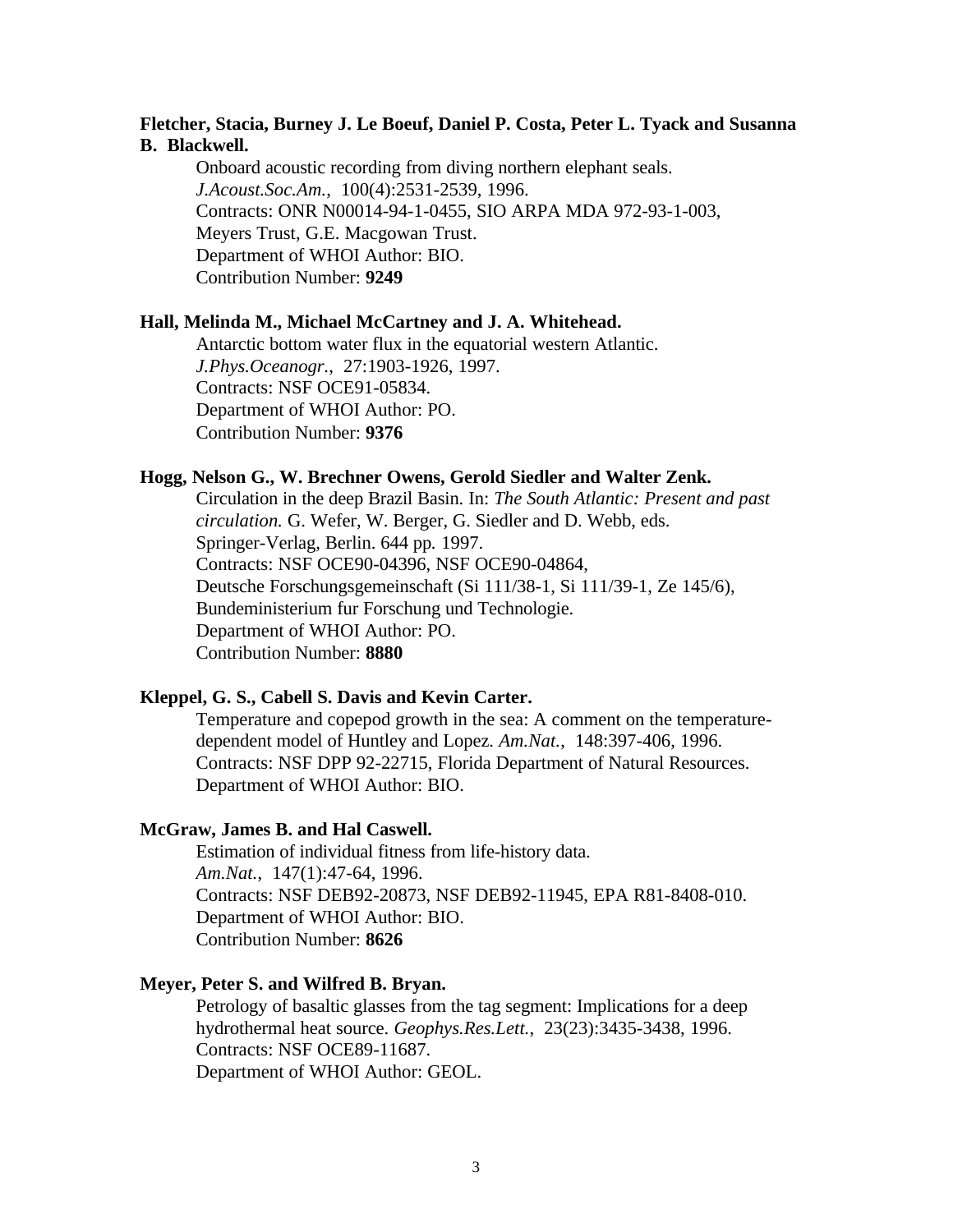**Fletcher, Stacia, Burney J. Le Boeuf, Daniel P. Costa, Peter L. Tyack and Susanna B. Blackwell.**

Onboard acoustic recording from diving northern elephant seals.
*J.Acoust.Soc.Am.*, 100(4):2531-2539, 1996.
Contracts: ONR N00014-94-1-0455, SIO ARPA MDA 972-93-1-003, Meyers Trust, G.E. Macgowan Trust.
Department of WHOI Author: BIO.
Contribution Number: **9249**

**Hall, Melinda M., Michael McCartney and J. A. Whitehead.**

Antarctic bottom water flux in the equatorial western Atlantic.
*J.Phys.Oceanogr.*, 27:1903-1926, 1997.
Contracts: NSF OCE91-05834.
Department of WHOI Author: PO.
Contribution Number: **9376**

**Hogg, Nelson G., W. Brechner Owens, Gerold Siedler and Walter Zenk.**

Circulation in the deep Brazil Basin. In: *The South Atlantic: Present and past circulation.* G. Wefer, W. Berger, G. Siedler and D. Webb, eds.
Springer-Verlag, Berlin. 644 pp. 1997.
Contracts: NSF OCE90-04396, NSF OCE90-04864,
Deutsche Forschungsgemeinschaft (Si 111/38-1, Si 111/39-1, Ze 145/6),
Bundeministerium fur Forschung und Technologie.
Department of WHOI Author: PO.
Contribution Number: **8880**

**Kleppel, G. S., Cabell S. Davis and Kevin Carter.**

Temperature and copepod growth in the sea: A comment on the temperature-dependent model of Huntley and Lopez. *Am.Nat.*, 148:397-406, 1996.
Contracts: NSF DPP 92-22715, Florida Department of Natural Resources.
Department of WHOI Author: BIO.

**McGraw, James B. and Hal Caswell.**

Estimation of individual fitness from life-history data.
*Am.Nat.*, 147(1):47-64, 1996.
Contracts: NSF DEB92-20873, NSF DEB92-11945, EPA R81-8408-010.
Department of WHOI Author: BIO.
Contribution Number: **8626**

**Meyer, Peter S. and Wilfred B. Bryan.**

Petrology of basaltic glasses from the tag segment: Implications for a deep hydrothermal heat source. *Geophys.Res.Lett.*, 23(23):3435-3438, 1996.
Contracts: NSF OCE89-11687.
Department of WHOI Author: GEOL.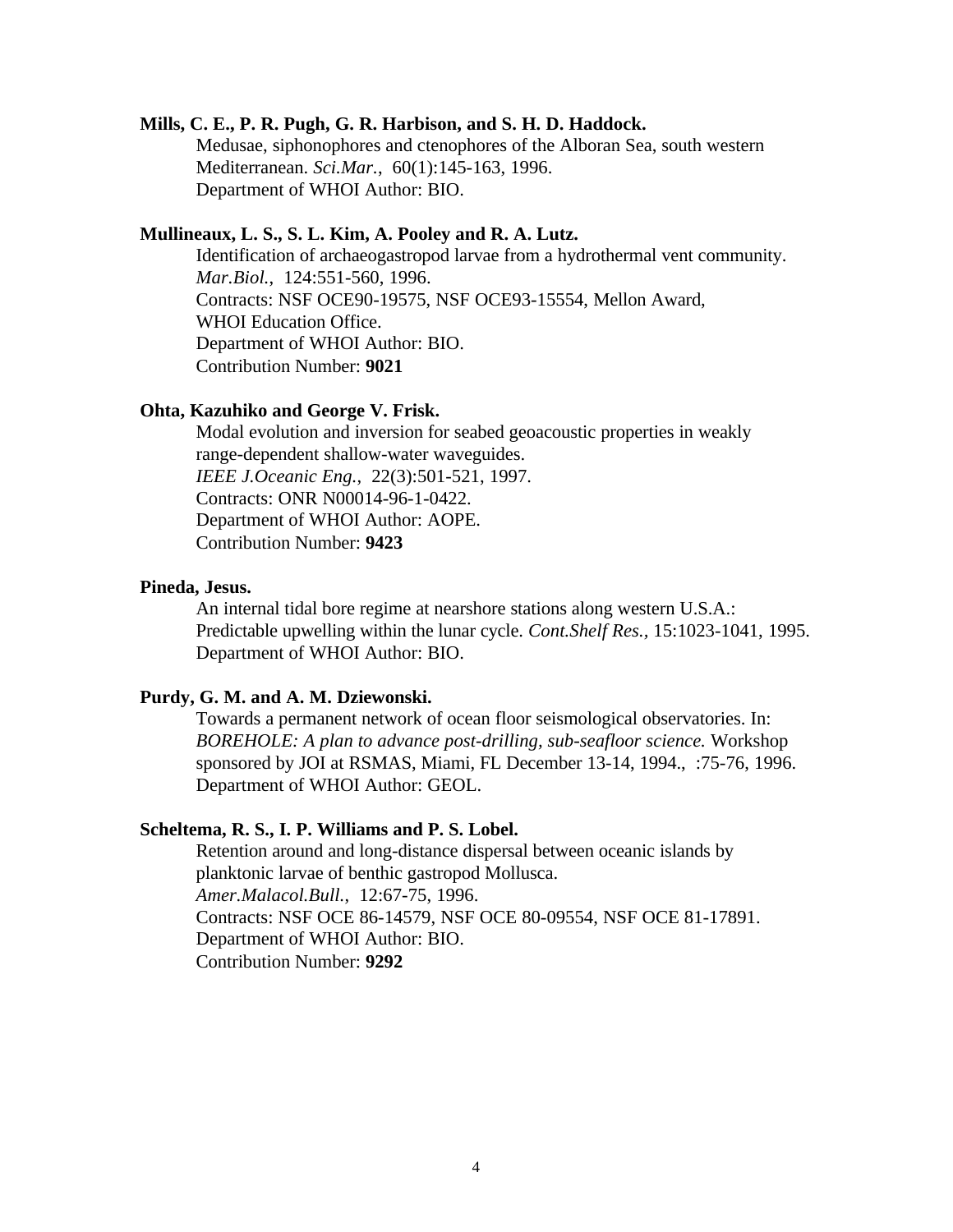**Mills, C. E., P. R. Pugh, G. R. Harbison, and S. H. D. Haddock.**

Medusae, siphonophores and ctenophores of the Alboran Sea, south western Mediterranean. *Sci.Mar.*, 60(1):145-163, 1996.
Department of WHOI Author: BIO.

**Mullineaux, L. S., S. L. Kim, A. Pooley and R. A. Lutz.**

Identification of archaeogastropod larvae from a hydrothermal vent community. *Mar.Biol.*, 124:551-560, 1996.
Contracts: NSF OCE90-19575, NSF OCE93-15554, Mellon Award, WHOI Education Office.
Department of WHOI Author: BIO.
Contribution Number: **9021**

**Ohta, Kazuhiko and George V. Frisk.**

Modal evolution and inversion for seabed geoacoustic properties in weakly range-dependent shallow-water waveguides.
*IEEE J.Oceanic Eng.*, 22(3):501-521, 1997.
Contracts: ONR N00014-96-1-0422.
Department of WHOI Author: AOPE.
Contribution Number: **9423**

**Pineda, Jesus.**

An internal tidal bore regime at nearshore stations along western U.S.A.: Predictable upwelling within the lunar cycle. *Cont.Shelf Res.*, 15:1023-1041, 1995.
Department of WHOI Author: BIO.

**Purdy, G. M. and A. M. Dziewonski.**

Towards a permanent network of ocean floor seismological observatories. In: *BOREHOLE: A plan to advance post-drilling, sub-seafloor science.* Workshop sponsored by JOI at RSMAS, Miami, FL December 13-14, 1994., :75-76, 1996.
Department of WHOI Author: GEOL.

**Scheltema, R. S., I. P. Williams and P. S. Lobel.**

Retention around and long-distance dispersal between oceanic islands by planktonic larvae of benthic gastropod Mollusca.
*Amer.Malacol.Bull.*, 12:67-75, 1996.
Contracts: NSF OCE 86-14579, NSF OCE 80-09554, NSF OCE 81-17891.
Department of WHOI Author: BIO.
Contribution Number: **9292**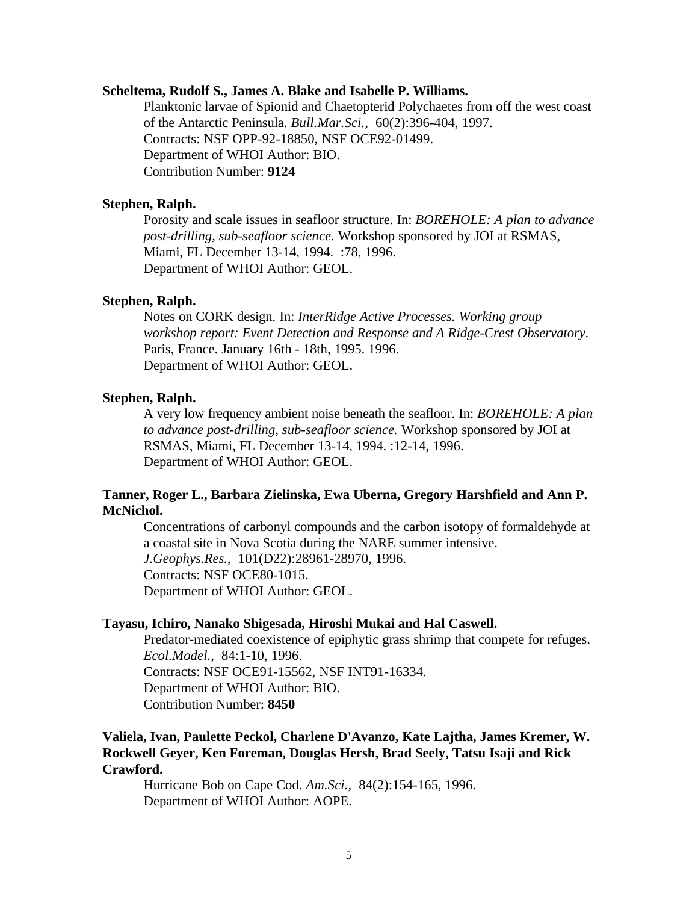**Scheltema, Rudolf S., James A. Blake and Isabelle P. Williams.**

Planktonic larvae of Spionid and Chaetopterid Polychaetes from off the west coast of the Antarctic Peninsula. *Bull.Mar.Sci.*, 60(2):396-404, 1997.
Contracts: NSF OPP-92-18850, NSF OCE92-01499.
Department of WHOI Author: BIO.
Contribution Number: **9124**

**Stephen, Ralph.**

Porosity and scale issues in seafloor structure. In: *BOREHOLE: A plan to advance post-drilling, sub-seafloor science.* Workshop sponsored by JOI at RSMAS, Miami, FL December 13-14, 1994. :78, 1996.
Department of WHOI Author: GEOL.

**Stephen, Ralph.**

Notes on CORK design. In: *InterRidge Active Processes. Working group workshop report: Event Detection and Response and A Ridge-Crest Observatory.* Paris, France. January 16th - 18th, 1995. 1996.
Department of WHOI Author: GEOL.

**Stephen, Ralph.**

A very low frequency ambient noise beneath the seafloor. In: *BOREHOLE: A plan to advance post-drilling, sub-seafloor science.* Workshop sponsored by JOI at RSMAS, Miami, FL December 13-14, 1994. :12-14, 1996.
Department of WHOI Author: GEOL.

**Tanner, Roger L., Barbara Zielinska, Ewa Uberna, Gregory Harshfield and Ann P. McNichol.**

Concentrations of carbonyl compounds and the carbon isotopy of formaldehyde at a coastal site in Nova Scotia during the NARE summer intensive. *J.Geophys.Res.*, 101(D22):28961-28970, 1996.
Contracts: NSF OCE80-1015.
Department of WHOI Author: GEOL.

**Tayasu, Ichiro, Nanako Shigesada, Hiroshi Mukai and Hal Caswell.**

Predator-mediated coexistence of epiphytic grass shrimp that compete for refuges. *Ecol.Model.*, 84:1-10, 1996.
Contracts: NSF OCE91-15562, NSF INT91-16334.
Department of WHOI Author: BIO.
Contribution Number: **8450**

**Valiela, Ivan, Paulette Peckol, Charlene D'Avanzo, Kate Lajtha, James Kremer, W. Rockwell Geyer, Ken Foreman, Douglas Hersh, Brad Seely, Tatsu Isaji and Rick Crawford.**

Hurricane Bob on Cape Cod. *Am.Sci.*, 84(2):154-165, 1996.
Department of WHOI Author: AOPE.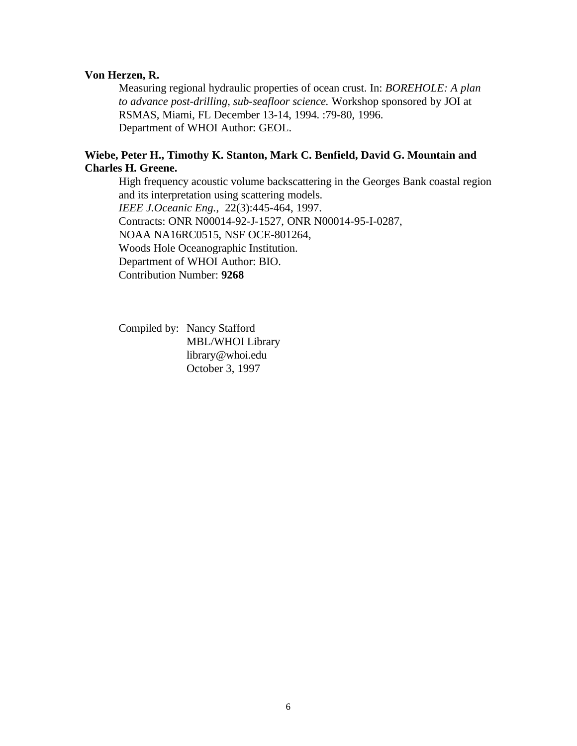**Von Herzen, R.**

Measuring regional hydraulic properties of ocean crust. In: *BOREHOLE: A plan to advance post-drilling, sub-seafloor science.* Workshop sponsored by JOI at RSMAS, Miami, FL December 13-14, 1994. :79-80, 1996.
Department of WHOI Author: GEOL.

**Wiebe, Peter H., Timothy K. Stanton, Mark C. Benfield, David G. Mountain and Charles H. Greene.**

High frequency acoustic volume backscattering in the Georges Bank coastal region and its interpretation using scattering models.
*IEEE J.Oceanic Eng.*, 22(3):445-464, 1997.
Contracts: ONR N00014-92-J-1527, ONR N00014-95-I-0287, NOAA NA16RC0515, NSF OCE-801264, Woods Hole Oceanographic Institution.
Department of WHOI Author: BIO.
Contribution Number: **9268**

Compiled by: Nancy Stafford
MBL/WHOI Library
library@whoi.edu
October 3, 1997